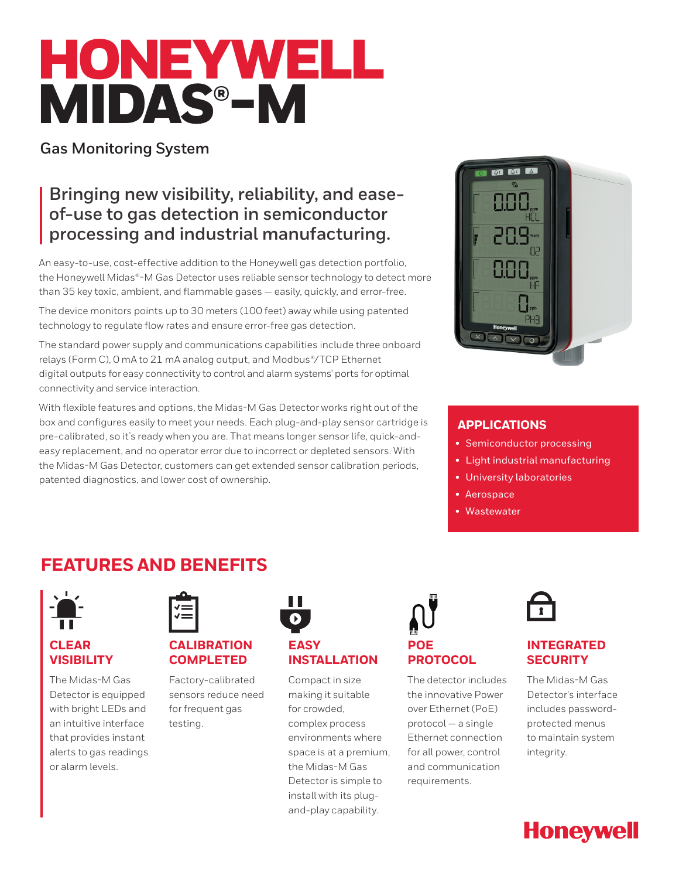# HONEYWELL MIDAS®-M

Gas Monitoring System

## Bringing new visibility, reliability, and ease-of-use to gas detection in semiconductor processing and industrial manufacturing.

An easy-to-use, cost-effective addition to the Honeywell gas detection portfolio, the Honeywell Midas®-M Gas Detector uses reliable sensor technology to detect more than 35 key toxic, ambient, and flammable gases — easily, quickly, and error-free.

The device monitors points up to 30 meters (100 feet) away while using patented technology to regulate flow rates and ensure error-free gas detection.

The standard power supply and communications capabilities include three onboard relays (Form C), 0 mA to 21 mA analog output, and Modbus®/TCP Ethernet digital outputs for easy connectivity to control and alarm systems' ports for optimal connectivity and service interaction.

With flexible features and options, the Midas-M Gas Detector works right out of the box and configures easily to meet your needs. Each plug-and-play sensor cartridge is pre-calibrated, so it's ready when you are. That means longer sensor life, quick-and-easy replacement, and no operator error due to incorrect or depleted sensors. With the Midas-M Gas Detector, customers can get extended sensor calibration periods, patented diagnostics, and lower cost of ownership.

### APPLICATIONS

- Semiconductor processing
- Light industrial manufacturing
- University laboratories
- Aerospace
- Wastewater

## FEATURES AND BENEFITS

### CLEAR VISIBILITY

The Midas-M Gas Detector is equipped with bright LEDs and an intuitive interface that provides instant alerts to gas readings or alarm levels.

### CALIBRATION COMPLETED

Factory-calibrated sensors reduce need for frequent gas testing.

### EASY INSTALLATION

Compact in size making it suitable for crowded, complex process environments where space is at a premium, the Midas-M Gas Detector is simple to install with its plug-and-play capability.

### POE PROTOCOL

The detector includes the innovative Power over Ethernet (PoE) protocol — a single Ethernet connection for all power, control and communication requirements.

### INTEGRATED SECURITY

The Midas-M Gas Detector's interface includes password-protected menus to maintain system integrity.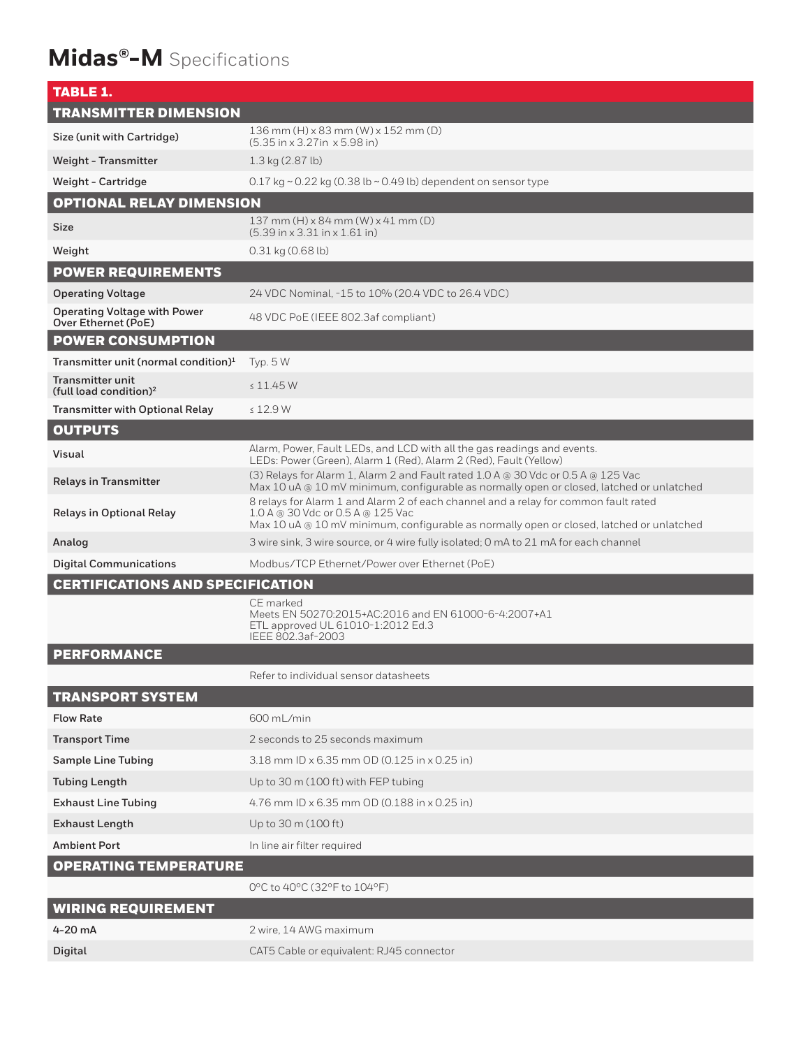# Midas®-M Specifications

| TABLE 1. | |
|---|---|
| **TRANSMITTER DIMENSION** | |
| Size (unit with Cartridge) | 136 mm (H) x 83 mm (W) x 152 mm (D) (5.35 in x 3.27in x 5.98 in) |
| Weight - Transmitter | 1.3 kg (2.87 lb) |
| Weight - Cartridge | 0.17 kg ~ 0.22 kg (0.38 lb ~ 0.49 lb) dependent on sensor type |
| **OPTIONAL RELAY DIMENSION** | |
| Size | 137 mm (H) x 84 mm (W) x 41 mm (D) (5.39 in x 3.31 in x 1.61 in) |
| Weight | 0.31 kg (0.68 lb) |
| **POWER REQUIREMENTS** | |
| Operating Voltage | 24 VDC Nominal, -15 to 10% (20.4 VDC to 26.4 VDC) |
| Operating Voltage with Power Over Ethernet (PoE) | 48 VDC PoE (IEEE 802.3af compliant) |
| **POWER CONSUMPTION** | |
| Transmitter unit (normal condition)[1] | Typ. 5 W |
| Transmitter unit (full load condition)[2] | ≤ 11.45 W |
| Transmitter with Optional Relay | ≤ 12.9 W |
| **OUTPUTS** | |
| Visual | Alarm, Power, Fault LEDs, and LCD with all the gas readings and events. LEDs: Power (Green), Alarm 1 (Red), Alarm 2 (Red), Fault (Yellow) |
| Relays in Transmitter | (3) Relays for Alarm 1, Alarm 2 and Fault rated 1.0 A @ 30 Vdc or 0.5 A @ 125 Vac Max 10 uA @ 10 mV minimum, configurable as normally open or closed, latched or unlatched |
| Relays in Optional Relay | 8 relays for Alarm 1 and Alarm 2 of each channel and a relay for common fault rated 1.0 A @ 30 Vdc or 0.5 A @ 125 Vac Max 10 uA @ 10 mV minimum, configurable as normally open or closed, latched or unlatched |
| Analog | 3 wire sink, 3 wire source, or 4 wire fully isolated; 0 mA to 21 mA for each channel |
| Digital Communications | Modbus/TCP Ethernet/Power over Ethernet (PoE) |
| **CERTIFICATIONS AND SPECIFICATION** | |
| | CE marked<br>Meets EN 50270:2015+AC:2016 and EN 61000-6-4:2007+A1<br>ETL approved UL 61010-1:2012 Ed.3<br>IEEE 802.3af-2003 |
| **PERFORMANCE** | |
| | Refer to individual sensor datasheets |
| **TRANSPORT SYSTEM** | |
| Flow Rate | 600 mL/min |
| Transport Time | 2 seconds to 25 seconds maximum |
| Sample Line Tubing | 3.18 mm ID x 6.35 mm OD (0.125 in x 0.25 in) |
| Tubing Length | Up to 30 m (100 ft) with FEP tubing |
| Exhaust Line Tubing | 4.76 mm ID x 6.35 mm OD (0.188 in x 0.25 in) |
| Exhaust Length | Up to 30 m (100 ft) |
| Ambient Port | In line air filter required |
| **OPERATING TEMPERATURE** | |
| | 0°C to 40°C (32°F to 104°F) |
| **WIRING REQUIREMENT** | |
| 4-20 mA | 2 wire, 14 AWG maximum |
| Digital | CAT5 Cable or equivalent: RJ45 connector |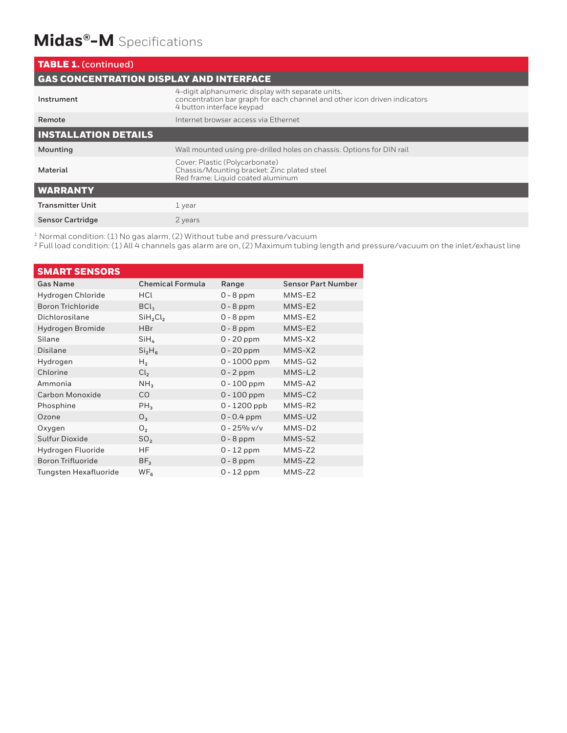# Midas®-M Specifications

**TABLE 1.** (continued)

| GAS CONCENTRATION DISPLAY AND INTERFACE | |
|---|---|
| Instrument | 4-digit alphanumeric display with separate units, concentration bar graph for each channel and other icon driven indicators 4 button interface keypad |
| Remote | Internet browser access via Ethernet |
| **INSTALLATION DETAILS** | |
| Mounting | Wall mounted using pre-drilled holes on chassis. Options for DIN rail |
| Material | Cover: Plastic (Polycarbonate)<br>Chassis/Mounting bracket: Zinc plated steel<br>Red frame: Liquid coated aluminum |
| **WARRANTY** | |
| Transmitter Unit | 1 year |
| Sensor Cartridge | 2 years |

[1] Normal condition: (1) No gas alarm, (2) Without tube and pressure/vacuum

[2] Full load condition: (1) All 4 channels gas alarm are on, (2) Maximum tubing length and pressure/vacuum on the inlet/exhaust line

## SMART SENSORS

| Gas Name | Chemical Formula | Range | Sensor Part Number |
|---|---|---|---|
| Hydrogen Chloride | $HCl$ | 0 - 8 ppm | MMS-E2 |
| Boron Trichloride | $BCl_3$ | 0 - 8 ppm | MMS-E2 |
| Dichlorosilane | $SiH_2Cl_2$ | 0 - 8 ppm | MMS-E2 |
| Hydrogen Bromide | $HBr$ | 0 - 8 ppm | MMS-E2 |
| Silane | $SiH_4$ | 0 - 20 ppm | MMS-X2 |
| Disilane | $Si_2H_6$ | 0 - 20 ppm | MMS-X2 |
| Hydrogen | $H_2$ | 0 - 1000 ppm | MMS-G2 |
| Chlorine | $Cl_2$ | 0 - 2 ppm | MMS-L2 |
| Ammonia | $NH_3$ | 0 - 100 ppm | MMS-A2 |
| Carbon Monoxide | $CO$ | 0 - 100 ppm | MMS-C2 |
| Phosphine | $PH_3$ | 0 - 1200 ppb | MMS-R2 |
| Ozone | $O_3$ | 0 - 0.4 ppm | MMS-U2 |
| Oxygen | $O_2$ | 0 - 25% v/v | MMS-D2 |
| Sulfur Dioxide | $SO_2$ | 0 - 8 ppm | MMS-S2 |
| Hydrogen Fluoride | $HF$ | 0 - 12 ppm | MMS-Z2 |
| Boron Trifluoride | $BF_3$ | 0 - 8 ppm | MMS-Z2 |
| Tungsten Hexafluoride | $WF_6$ | 0 - 12 ppm | MMS-Z2 |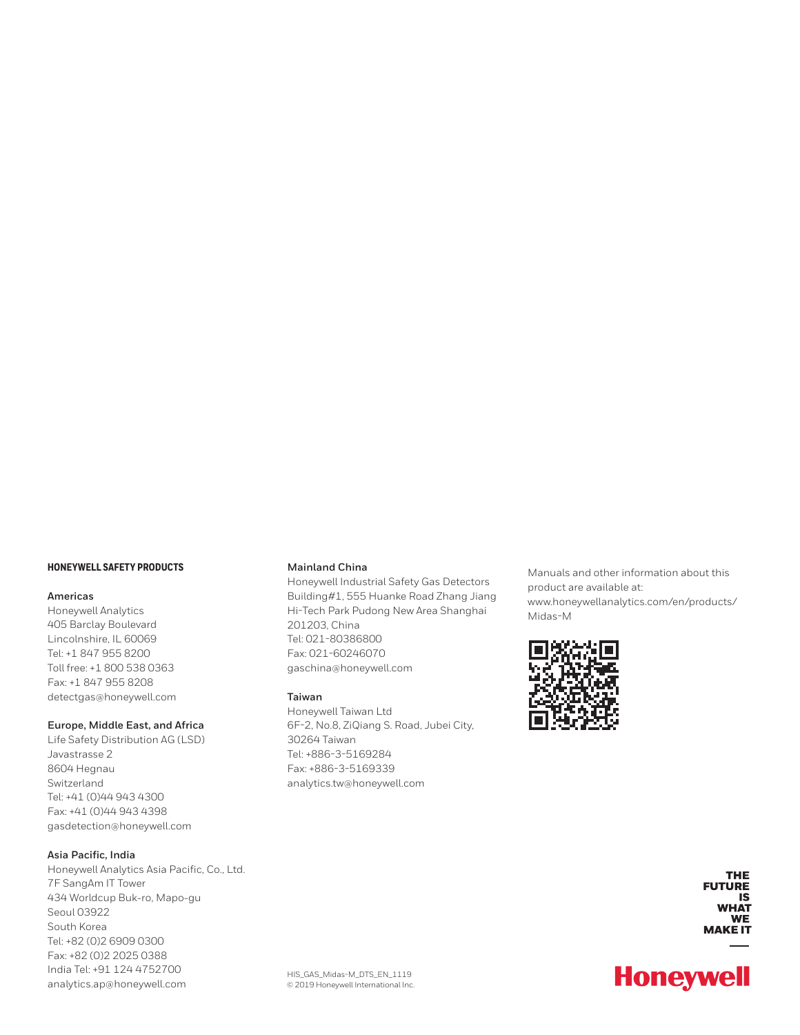**HONEYWELL SAFETY PRODUCTS**

**Americas**
Honeywell Analytics
405 Barclay Boulevard
Lincolnshire, IL 60069
Tel: +1 847 955 8200
Toll free: +1 800 538 0363
Fax: +1 847 955 8208
detectgas@honeywell.com

**Europe, Middle East, and Africa**
Life Safety Distribution AG (LSD)
Javastrasse 2
8604 Hegnau
Switzerland
Tel: +41 (0)44 943 4300
Fax: +41 (0)44 943 4398
gasdetection@honeywell.com

**Asia Pacific, India**
Honeywell Analytics Asia Pacific, Co., Ltd.
7F SangAm IT Tower
434 Worldcup Buk-ro, Mapo-gu
Seoul 03922
South Korea
Tel: +82 (0)2 6909 0300
Fax: +82 (0)2 2025 0388
India Tel: +91 124 4752700
analytics.ap@honeywell.com

**Mainland China**
Honeywell Industrial Safety Gas Detectors
Building#1, 555 Huanke Road Zhang Jiang
Hi-Tech Park Pudong New Area Shanghai
201203, China
Tel: 021-80386800
Fax: 021-60246070
gaschina@honeywell.com

**Taiwan**
Honeywell Taiwan Ltd
6F-2, No.8, ZiQiang S. Road, Jubei City,
30264 Taiwan
Tel: +886-3-5169284
Fax: +886-3-5169339
analytics.tw@honeywell.com

Manuals and other information about this product are available at:
www.honeywellanalytics.com/en/products/Midas-M

HIS_GAS_Midas-M_DTS_EN_1119
© 2019 Honeywell International Inc.

THE FUTURE IS WHAT WE MAKE IT

Honeywell